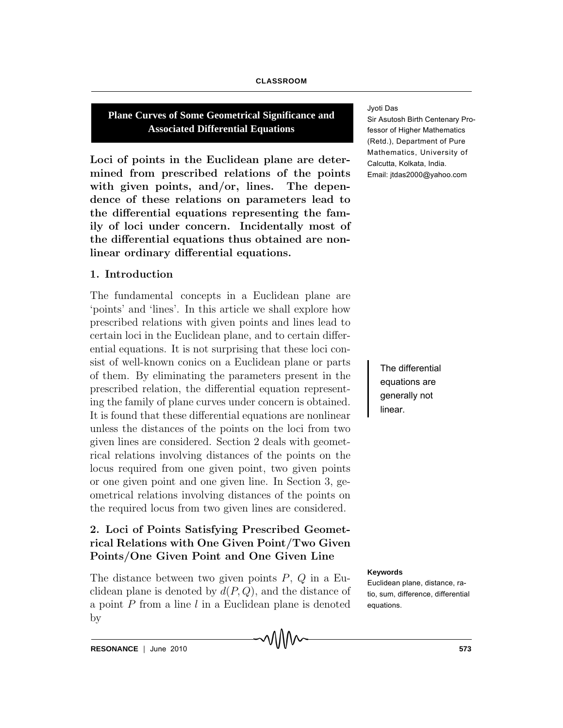CLASSROOM

# Plane Curves of Some Geometrical Significance and Associated Differential Equations

Jyoti Das

Sir Asutosh Birth Centenary Professor of Higher Mathematics (Retd.), Department of Pure Mathematics, University of Calcutta, Kolkata, India.
Email: jtdas2000@yahoo.com

**Loci of points in the Euclidean plane are determined from prescribed relations of the points with given points, and/or, lines. The dependence of these relations on parameters lead to the differential equations representing the family of loci under concern. Incidentally most of the differential equations thus obtained are nonlinear ordinary differential equations.**

## 1. Introduction

The fundamental concepts in a Euclidean plane are 'points' and 'lines'. In this article we shall explore how prescribed relations with given points and lines lead to certain loci in the Euclidean plane, and to certain differential equations. It is not surprising that these loci consist of well-known conics on a Euclidean plane or parts of them. By eliminating the parameters present in the prescribed relation, the differential equation representing the family of plane curves under concern is obtained. It is found that these differential equations are nonlinear unless the distances of the points on the loci from two given lines are considered. Section 2 deals with geometrical relations involving distances of the points on the locus required from one given point, two given points or one given point and one given line. In Section 3, geometrical relations involving distances of the points on the required locus from two given lines are considered.

> The differential equations are generally not linear.

## 2. Loci of Points Satisfying Prescribed Geometrical Relations with One Given Point/Two Given Points/One Given Point and One Given Line

The distance between two given points $P$, $Q$ in a Euclidean plane is denoted by $d(P,Q)$, and the distance of a point $P$ from a line $l$ in a Euclidean plane is denoted by

**Keywords**

Euclidean plane, distance, ratio, sum, difference, differential equations.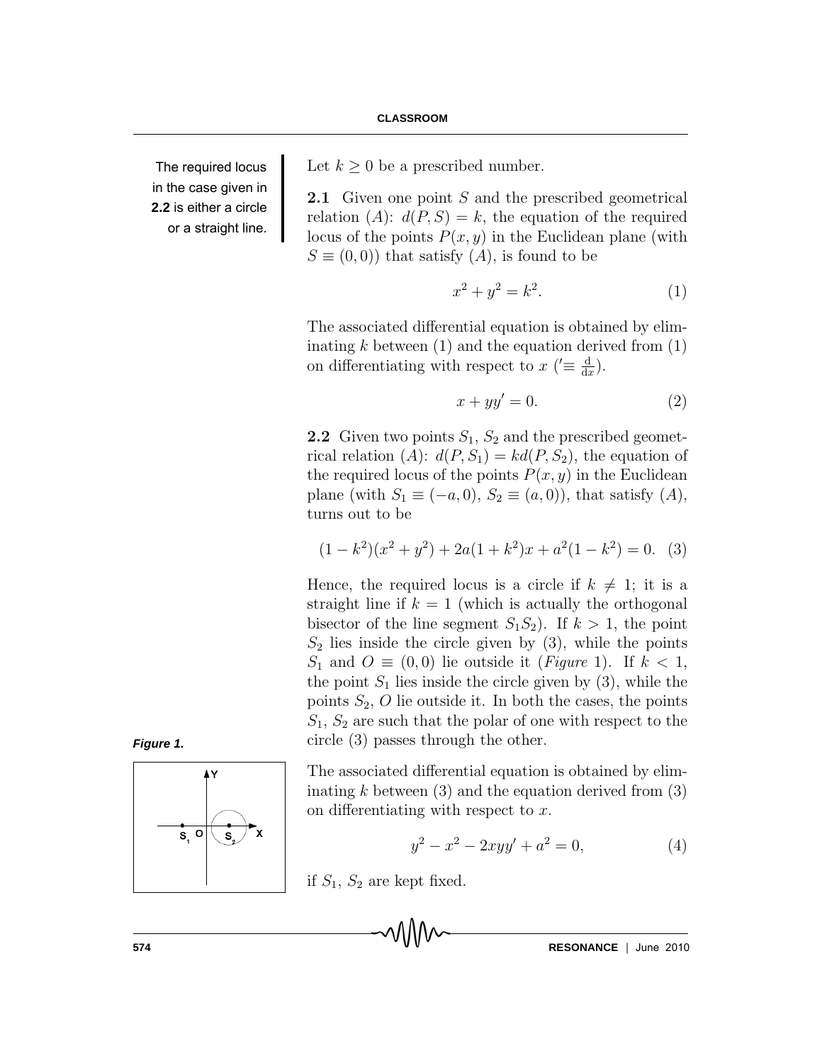The required locus in the case given in **2.2** is either a circle or a straight line.

Let $k \geq 0$ be a prescribed number.

**2.1** Given one point $S$ and the prescribed geometrical relation $(A)$: $d(P, S) = k$, the equation of the required locus of the points $P(x, y)$ in the Euclidean plane (with $S \equiv (0, 0)$) that satisfy $(A)$, is found to be

$$x^2 + y^2 = k^2. \tag{1}$$

The associated differential equation is obtained by eliminating $k$ between (1) and the equation derived from (1) on differentiating with respect to $x$ ($' \equiv \frac{\mathrm{d}}{\mathrm{d}x}$).

$$x + yy' = 0. \tag{2}$$

**2.2** Given two points $S_1$, $S_2$ and the prescribed geometrical relation $(A)$: $d(P, S_1) = kd(P, S_2)$, the equation of the required locus of the points $P(x, y)$ in the Euclidean plane (with $S_1 \equiv (-a, 0)$, $S_2 \equiv (a, 0)$), that satisfy $(A)$, turns out to be

$$(1 - k^2)(x^2 + y^2) + 2a(1 + k^2)x + a^2(1 - k^2) = 0. \tag{3}$$

Hence, the required locus is a circle if $k \neq 1$; it is a straight line if $k = 1$ (which is actually the orthogonal bisector of the line segment $S_1S_2$). If $k > 1$, the point $S_2$ lies inside the circle given by (3), while the points $S_1$ and $O \equiv (0, 0)$ lie outside it (*Figure* 1). If $k < 1$, the point $S_1$ lies inside the circle given by (3), while the points $S_2$, $O$ lie outside it. In both the cases, the points $S_1$, $S_2$ are such that the polar of one with respect to the circle (3) passes through the other.

***Figure 1.***

The associated differential equation is obtained by eliminating $k$ between (3) and the equation derived from (3) on differentiating with respect to $x$.

$$y^2 - x^2 - 2xyy' + a^2 = 0, \tag{4}$$

if $S_1$, $S_2$ are kept fixed.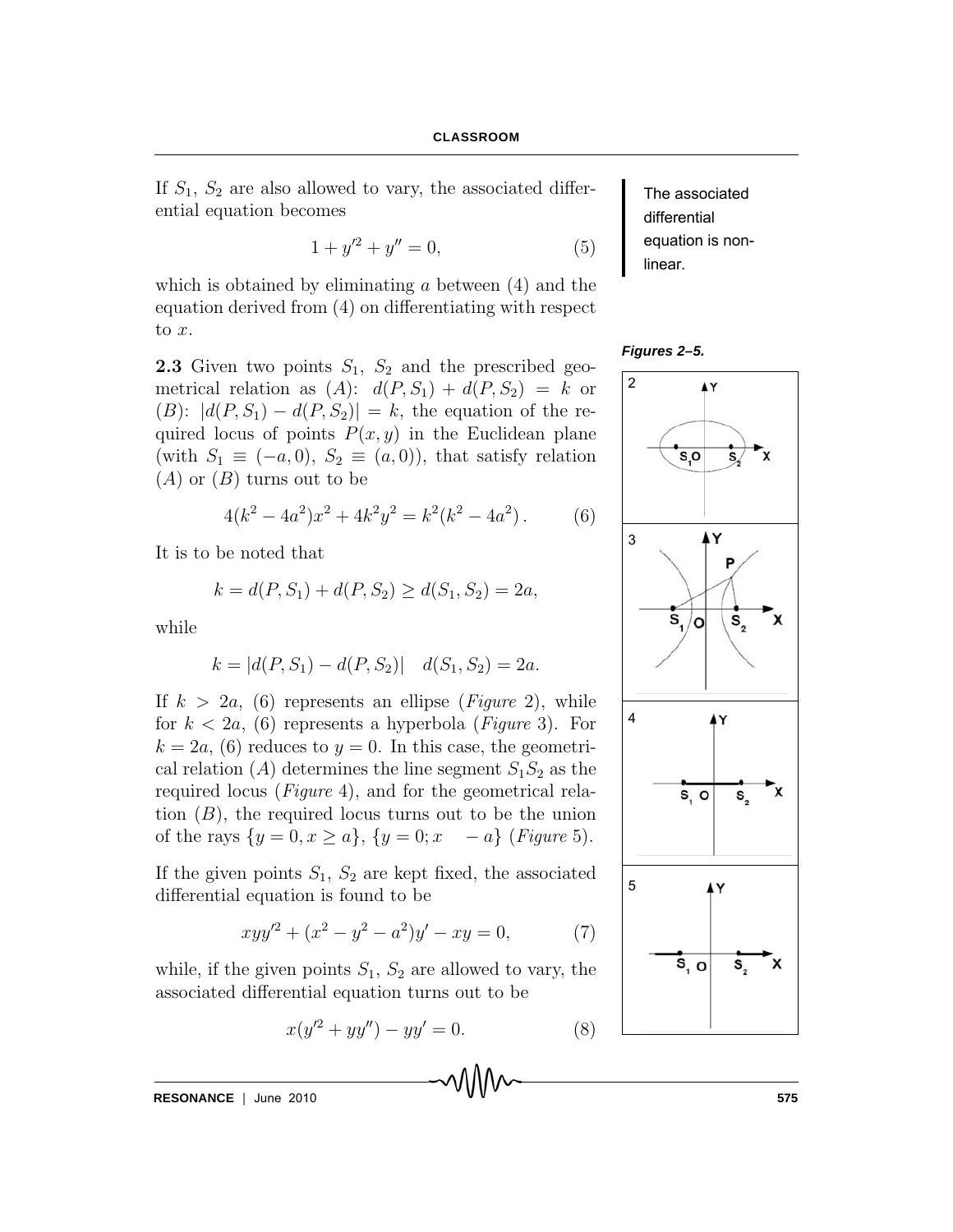If $S_1$, $S_2$ are also allowed to vary, the associated differential equation becomes

$$1 + y'^2 + y'' = 0, \tag{5}$$

which is obtained by eliminating $a$ between (4) and the equation derived from (4) on differentiating with respect to $x$.

The associated differential equation is non-linear.

**2.3** Given two points $S_1$, $S_2$ and the prescribed geometrical relation as $(A)$: $d(P, S_1) + d(P, S_2) = k$ or $(B)$: $|d(P, S_1) - d(P, S_2)| = k$, the equation of the required locus of points $P(x, y)$ in the Euclidean plane (with $S_1 \equiv (-a, 0)$, $S_2 \equiv (a, 0)$), that satisfy relation $(A)$ or $(B)$ turns out to be

$$4(k^2 - 4a^2)x^2 + 4k^2y^2 = k^2(k^2 - 4a^2)\,. \tag{6}$$

It is to be noted that

$$k = d(P, S_1) + d(P, S_2) \geq d(S_1, S_2) = 2a,$$

while

$$k = |d(P, S_1) - d(P, S_2)| \quad d(S_1, S_2) = 2a.$$

If $k > 2a$, (6) represents an ellipse (*Figure* 2), while for $k < 2a$, (6) represents a hyperbola (*Figure* 3). For $k = 2a$, (6) reduces to $y = 0$. In this case, the geometrical relation $(A)$ determines the line segment $S_1S_2$ as the required locus (*Figure* 4), and for the geometrical relation $(B)$, the required locus turns out to be the union of the rays $\{y = 0, x \geq a\}$, $\{y = 0; x \quad -a\}$ (*Figure* 5).

*Figures 2–5.*

If the given points $S_1$, $S_2$ are kept fixed, the associated differential equation is found to be

$$xyy'^2 + (x^2 - y^2 - a^2)y' - xy = 0, \tag{7}$$

while, if the given points $S_1$, $S_2$ are allowed to vary, the associated differential equation turns out to be

$$x(y'^2 + yy'') - yy' = 0. \tag{8}$$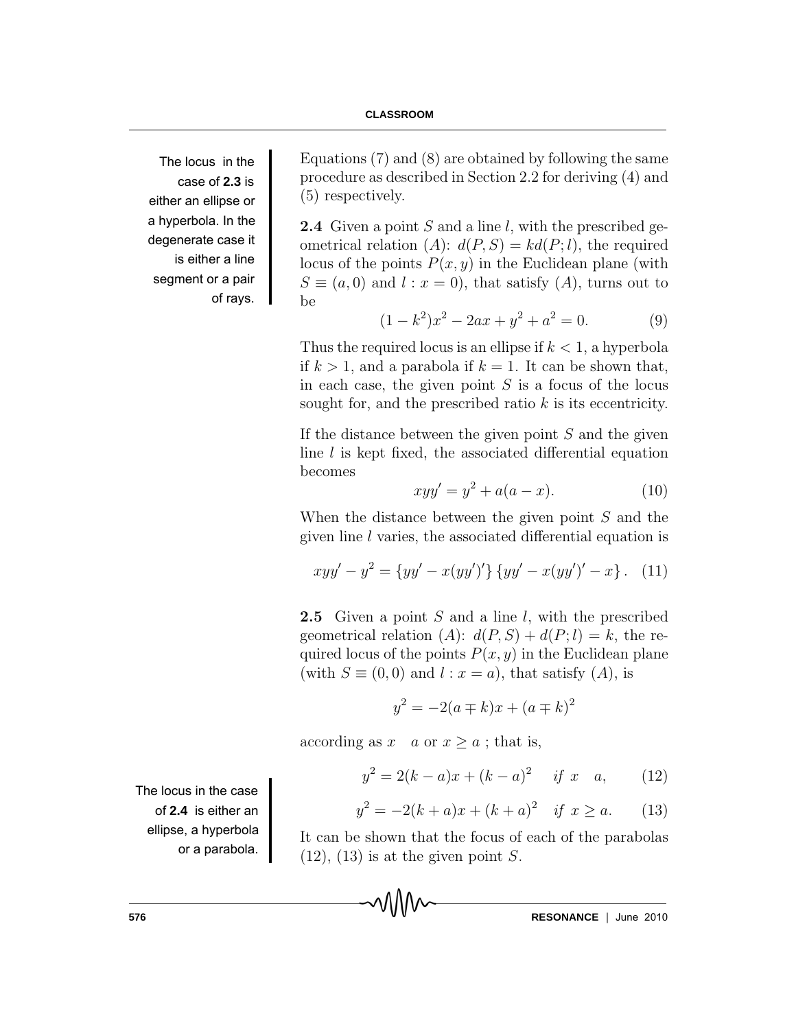Equations (7) and (8) are obtained by following the same procedure as described in Section 2.2 for deriving (4) and (5) respectively.

The locus in the case of **2.3** is either an ellipse or a hyperbola. In the degenerate case it is either a line segment or a pair of rays.

**2.4** Given a point $S$ and a line $l$, with the prescribed geometrical relation $(A)$: $d(P, S) = kd(P; l)$, the required locus of the points $P(x, y)$ in the Euclidean plane (with $S \equiv (a, 0)$ and $l : x = 0$), that satisfy $(A)$, turns out to be

$$(1 - k^2)x^2 - 2ax + y^2 + a^2 = 0. \tag{9}$$

Thus the required locus is an ellipse if $k < 1$, a hyperbola if $k > 1$, and a parabola if $k = 1$. It can be shown that, in each case, the given point $S$ is a focus of the locus sought for, and the prescribed ratio $k$ is its eccentricity.

If the distance between the given point $S$ and the given line $l$ is kept fixed, the associated differential equation becomes

$$xyy' = y^2 + a(a - x). \tag{10}$$

When the distance between the given point $S$ and the given line $l$ varies, the associated differential equation is

$$xyy' - y^2 = \{yy' - x(yy')'\}\{yy' - x(yy')' - x\}. \tag{11}$$

**2.5** Given a point $S$ and a line $l$, with the prescribed geometrical relation $(A)$: $d(P, S) + d(P; l) = k$, the required locus of the points $P(x, y)$ in the Euclidean plane (with $S \equiv (0, 0)$ and $l : x = a$), that satisfy $(A)$, is

$$y^2 = -2(a \mp k)x + (a \mp k)^2$$

according as $x \quad a$ or $x \geq a$ ; that is,

The locus in the case of **2.4** is either an ellipse, a hyperbola or a parabola.

$$y^2 = 2(k - a)x + (k - a)^2 \quad \textit{if } x \quad a, \tag{12}$$

$$y^2 = -2(k + a)x + (k + a)^2 \quad \textit{if } x \geq a. \tag{13}$$

It can be shown that the focus of each of the parabolas (12), (13) is at the given point $S$.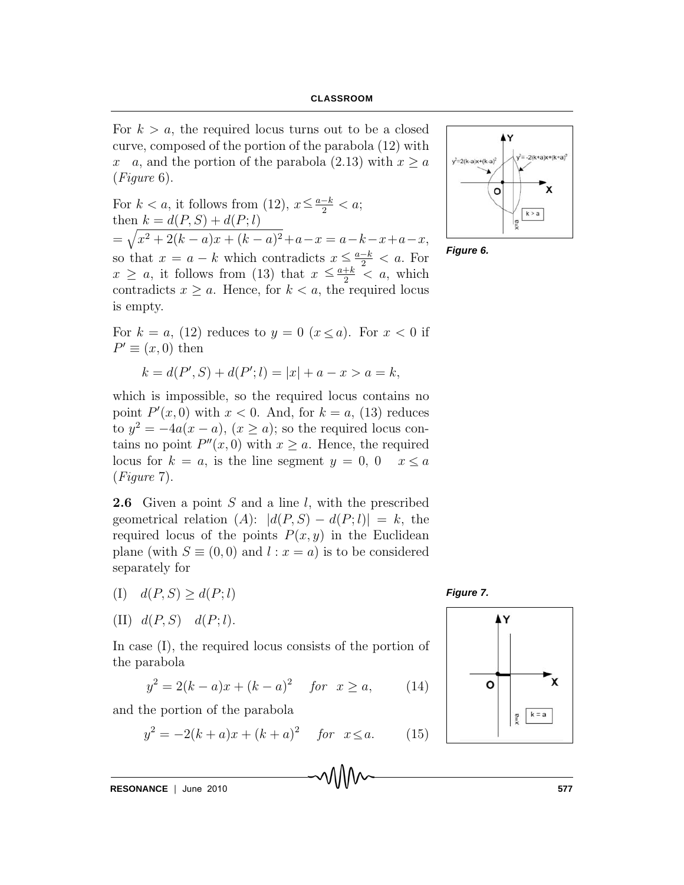For $k > a$, the required locus turns out to be a closed curve, composed of the portion of the parabola (12) with $x \quad a$, and the portion of the parabola (2.13) with $x \geq a$ (*Figure* 6).

Figure 6.

For $k < a$, it follows from (12), $x \leq \frac{a-k}{2} < a$; then $k = d(P, S) + d(P; l)$
$= \sqrt{x^2 + 2(k-a)x + (k-a)^2} + a - x = a - k - x + a - x$, so that $x = a - k$ which contradicts $x \leq \frac{a-k}{2} < a$. For $x \geq a$, it follows from (13) that $x \leq \frac{a+k}{2} < a$, which contradicts $x \geq a$. Hence, for $k < a$, the required locus is empty.

For $k = a$, (12) reduces to $y = 0$ $(x \leq a)$. For $x < 0$ if $P' \equiv (x, 0)$ then

$$k = d(P', S) + d(P'; l) = |x| + a - x > a = k,$$

which is impossible, so the required locus contains no point $P'(x, 0)$ with $x < 0$. And, for $k = a$, (13) reduces to $y^2 = -4a(x - a)$, $(x \geq a)$; so the required locus contains no point $P''(x, 0)$ with $x \geq a$. Hence, the required locus for $k = a$, is the line segment $y = 0$, $0 \quad x \leq a$ (*Figure* 7).

Figure 7.

**2.6** Given a point $S$ and a line $l$, with the prescribed geometrical relation $(A)$: $|d(P, S) - d(P; l)| = k$, the required locus of the points $P(x, y)$ in the Euclidean plane (with $S \equiv (0, 0)$ and $l : x = a$) is to be considered separately for

(I) $\quad d(P, S) \geq d(P; l)$

(II) $\quad d(P, S) \quad d(P; l)$.

In case (I), the required locus consists of the portion of the parabola

$$y^2 = 2(k - a)x + (k - a)^2 \quad \textit{for} \quad x \geq a, \tag{14}$$

and the portion of the parabola

$$y^2 = -2(k + a)x + (k + a)^2 \quad \textit{for} \quad x \leq a. \tag{15}$$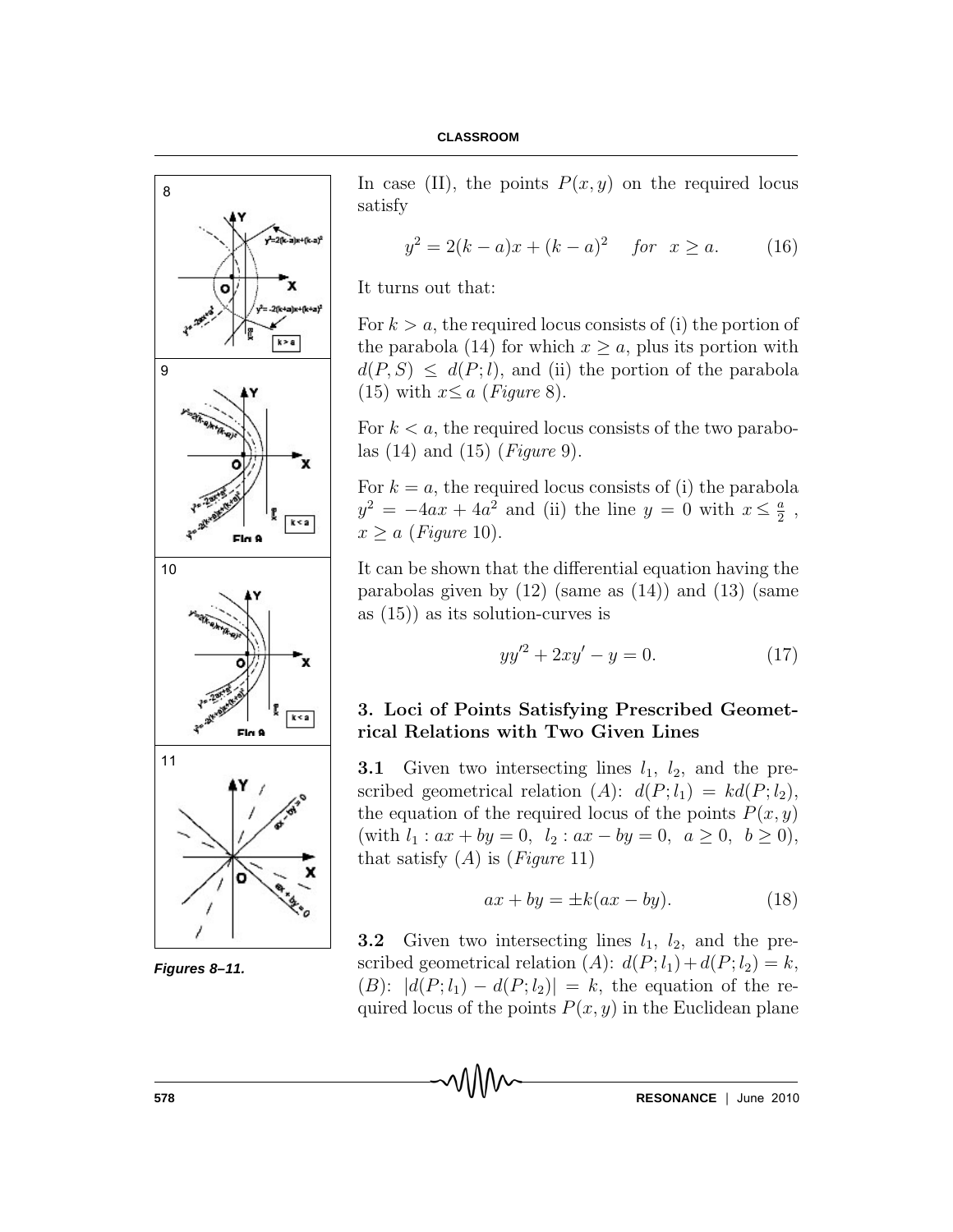In case (II), the points $P(x, y)$ on the required locus satisfy

$$y^2 = 2(k - a)x + (k - a)^2 \quad \text{for} \quad x \geq a. \tag{16}$$

It turns out that:

For $k > a$, the required locus consists of (i) the portion of the parabola (14) for which $x \geq a$, plus its portion with $d(P, S) \leq d(P; l)$, and (ii) the portion of the parabola (15) with $x \leq a$ (*Figure* 8).

For $k < a$, the required locus consists of the two parabolas (14) and (15) (*Figure* 9).

For $k = a$, the required locus consists of (i) the parabola $y^2 = -4ax + 4a^2$ and (ii) the line $y = 0$ with $x \leq \frac{a}{2}$, $x \geq a$ (*Figure* 10).

It can be shown that the differential equation having the parabolas given by (12) (same as (14)) and (13) (same as (15)) as its solution-curves is

$$yy'^2 + 2xy' - y = 0. \tag{17}$$

### 3. Loci of Points Satisfying Prescribed Geometrical Relations with Two Given Lines

**3.1** Given two intersecting lines $l_1$, $l_2$, and the prescribed geometrical relation $(A)$: $d(P; l_1) = kd(P; l_2)$, the equation of the required locus of the points $P(x, y)$ (with $l_1 : ax + by = 0$, $l_2 : ax - by = 0$, $a \geq 0$, $b \geq 0$), that satisfy $(A)$ is (*Figure* 11)

$$ax + by = \pm k(ax - by). \tag{18}$$

**3.2** Given two intersecting lines $l_1$, $l_2$, and the prescribed geometrical relation $(A)$: $d(P; l_1) + d(P; l_2) = k$, $(B)$: $|d(P; l_1) - d(P; l_2)| = k$, the equation of the required locus of the points $P(x, y)$ in the Euclidean plane

*Figures 8–11.*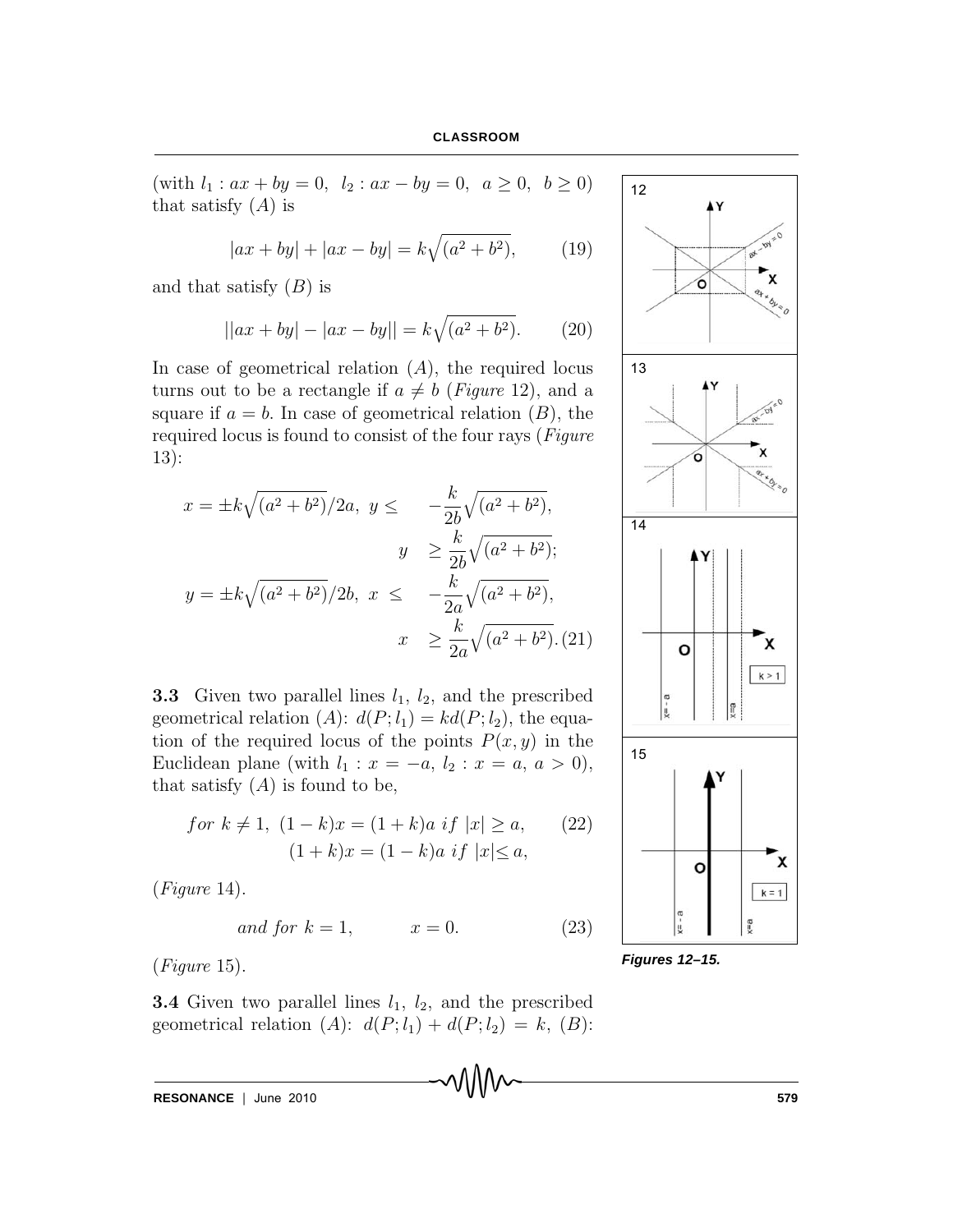(with $l_1 : ax + by = 0,\ \ l_2 : ax - by = 0,\ \ a \geq 0,\ \ b \geq 0$) that satisfy $(A)$ is

$$|ax + by| + |ax - by| = k\sqrt{(a^2 + b^2)}, \qquad (19)$$

and that satisfy $(B)$ is

$$||ax + by| - |ax - by|| = k\sqrt{(a^2 + b^2)}. \qquad (20)$$

In case of geometrical relation $(A)$, the required locus turns out to be a rectangle if $a \neq b$ (*Figure* 12), and a square if $a = b$. In case of geometrical relation $(B)$, the required locus is found to consist of the four rays (*Figure* 13):

$$\begin{aligned} x = \pm k\sqrt{(a^2 + b^2)}/2a,\ y \leq \quad & -\frac{k}{2b}\sqrt{(a^2 + b^2)}, \\ y \quad & \geq \frac{k}{2b}\sqrt{(a^2 + b^2)}; \\ y = \pm k\sqrt{(a^2 + b^2)}/2b,\ x \ \leq \quad & -\frac{k}{2a}\sqrt{(a^2 + b^2)}, \\ x \quad & \geq \frac{k}{2a}\sqrt{(a^2 + b^2)}. \end{aligned} \qquad (21)$$

**3.3** Given two parallel lines $l_1$, $l_2$, and the prescribed geometrical relation $(A)$: $d(P; l_1) = kd(P; l_2)$, the equation of the required locus of the points $P(x, y)$ in the Euclidean plane (with $l_1 : x = -a,\ l_2 : x = a,\ a > 0$), that satisfy $(A)$ is found to be,

$$\begin{aligned} for\ k \neq 1,\ (1 - k)x &= (1 + k)a\ if\ |x| \geq a, \\ (1 + k)x &= (1 - k)a\ if\ |x| \leq a, \end{aligned} \qquad (22)$$

(*Figure* 14).

$$and\ for\ k = 1, \qquad x = 0. \qquad (23)$$

(*Figure* 15).

*Figures 12–15.*

**3.4** Given two parallel lines $l_1$, $l_2$, and the prescribed geometrical relation $(A)$: $d(P; l_1) + d(P; l_2) = k$, $(B)$: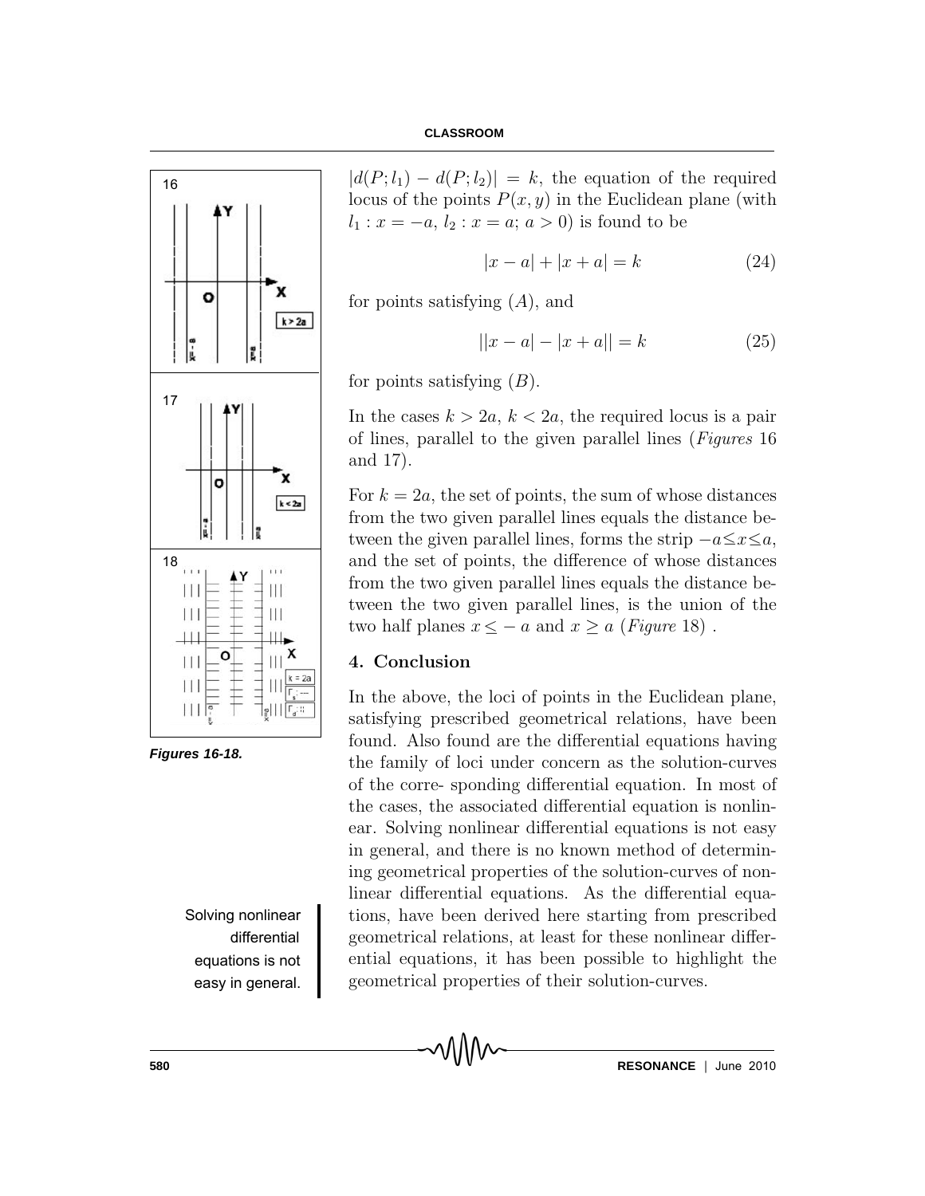$|d(P;l_1) - d(P;l_2)| = k$, the equation of the required locus of the points $P(x, y)$ in the Euclidean plane (with $l_1 : x = -a$, $l_2 : x = a$; $a > 0$) is found to be

$$|x - a| + |x + a| = k \tag{24}$$

for points satisfying $(A)$, and

$$||x - a| - |x + a|| = k \tag{25}$$

for points satisfying $(B)$.

In the cases $k > 2a$, $k < 2a$, the required locus is a pair of lines, parallel to the given parallel lines (*Figures* 16 and 17).

For $k = 2a$, the set of points, the sum of whose distances from the two given parallel lines equals the distance between the given parallel lines, forms the strip $-a \leq x \leq a$, and the set of points, the difference of whose distances from the two given parallel lines equals the distance between the two given parallel lines, is the union of the two half planes $x \leq -a$ and $x \geq a$ (*Figure* 18) .

16

k > 2a

17

k < 2a

18

k = 2a

***Figures 16-18.***

## 4. Conclusion

In the above, the loci of points in the Euclidean plane, satisfying prescribed geometrical relations, have been found. Also found are the differential equations having the family of loci under concern as the solution-curves of the corre- sponding differential equation. In most of the cases, the associated differential equation is nonlinear. Solving nonlinear differential equations is not easy in general, and there is no known method of determining geometrical properties of the solution-curves of nonlinear differential equations. As the differential equations, have been derived here starting from prescribed geometrical relations, at least for these nonlinear differential equations, it has been possible to highlight the geometrical properties of their solution-curves.

Solving nonlinear differential equations is not easy in general.